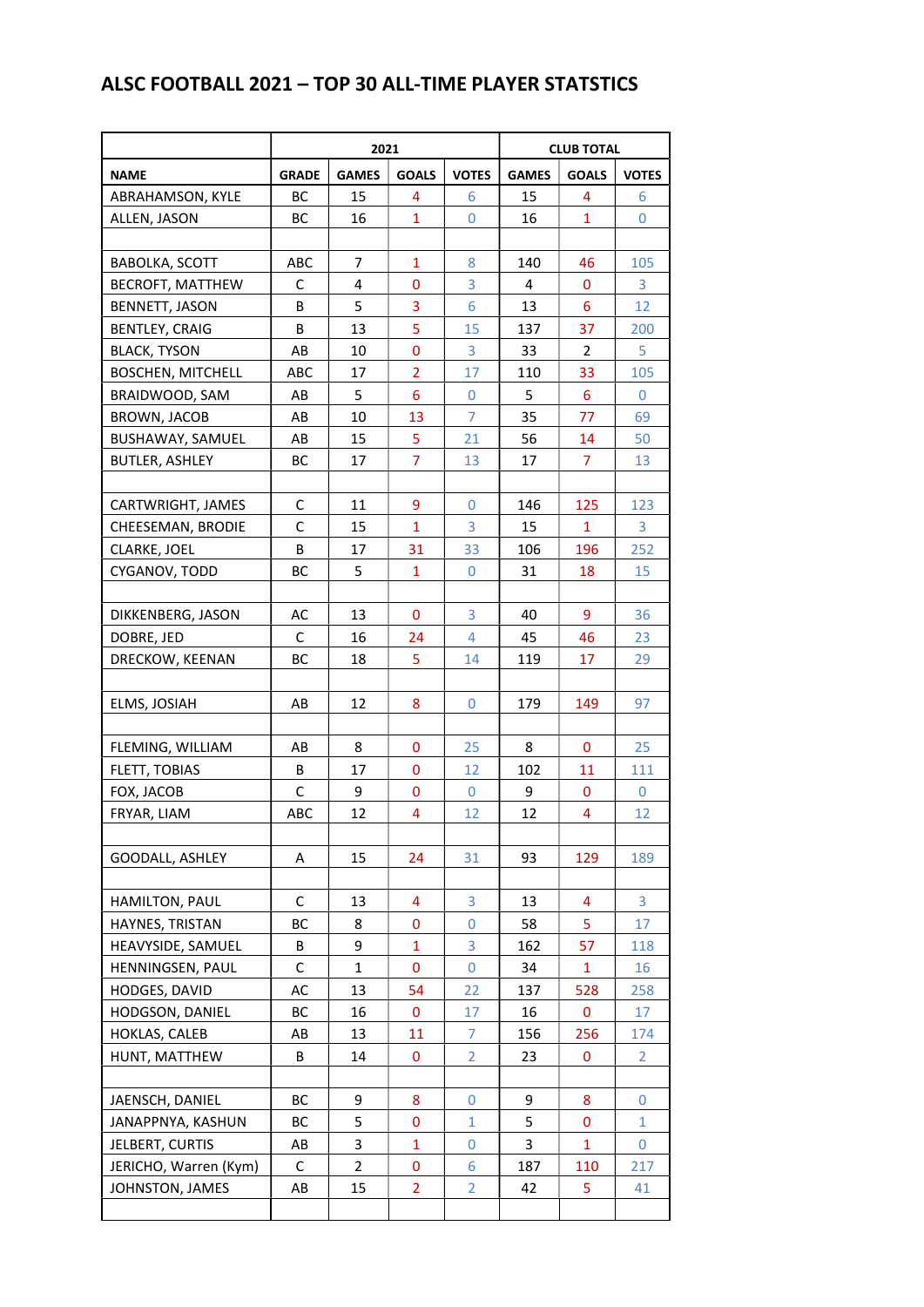# ALSC FOOTBALL 2021 – TOP 30 ALL-TIME PLAYER STATSTICS

| | 2021 | | | | CLUB TOTAL | | |
|---|---|---|---|---|---|---|---|
| NAME | GRADE | GAMES | GOALS | VOTES | GAMES | GOALS | VOTES |
| ABRAHAMSON, KYLE | BC | 15 | 4 | 6 | 15 | 4 | 6 |
| ALLEN, JASON | BC | 16 | 1 | 0 | 16 | 1 | 0 |
| | | | | | | | |
| BABOLKA, SCOTT | ABC | 7 | 1 | 8 | 140 | 46 | 105 |
| BECROFT, MATTHEW | C | 4 | 0 | 3 | 4 | 0 | 3 |
| BENNETT, JASON | B | 5 | 3 | 6 | 13 | 6 | 12 |
| BENTLEY, CRAIG | B | 13 | 5 | 15 | 137 | 37 | 200 |
| BLACK, TYSON | AB | 10 | 0 | 3 | 33 | 2 | 5 |
| BOSCHEN, MITCHELL | ABC | 17 | 2 | 17 | 110 | 33 | 105 |
| BRAIDWOOD, SAM | AB | 5 | 6 | 0 | 5 | 6 | 0 |
| BROWN, JACOB | AB | 10 | 13 | 7 | 35 | 77 | 69 |
| BUSHAWAY, SAMUEL | AB | 15 | 5 | 21 | 56 | 14 | 50 |
| BUTLER, ASHLEY | BC | 17 | 7 | 13 | 17 | 7 | 13 |
| | | | | | | | |
| CARTWRIGHT, JAMES | C | 11 | 9 | 0 | 146 | 125 | 123 |
| CHEESEMAN, BRODIE | C | 15 | 1 | 3 | 15 | 1 | 3 |
| CLARKE, JOEL | B | 17 | 31 | 33 | 106 | 196 | 252 |
| CYGANOV, TODD | BC | 5 | 1 | 0 | 31 | 18 | 15 |
| | | | | | | | |
| DIKKENBERG, JASON | AC | 13 | 0 | 3 | 40 | 9 | 36 |
| DOBRE, JED | C | 16 | 24 | 4 | 45 | 46 | 23 |
| DRECKOW, KEENAN | BC | 18 | 5 | 14 | 119 | 17 | 29 |
| | | | | | | | |
| ELMS, JOSIAH | AB | 12 | 8 | 0 | 179 | 149 | 97 |
| | | | | | | | |
| FLEMING, WILLIAM | AB | 8 | 0 | 25 | 8 | 0 | 25 |
| FLETT, TOBIAS | B | 17 | 0 | 12 | 102 | 11 | 111 |
| FOX, JACOB | C | 9 | 0 | 0 | 9 | 0 | 0 |
| FRYAR, LIAM | ABC | 12 | 4 | 12 | 12 | 4 | 12 |
| | | | | | | | |
| GOODALL, ASHLEY | A | 15 | 24 | 31 | 93 | 129 | 189 |
| | | | | | | | |
| HAMILTON, PAUL | C | 13 | 4 | 3 | 13 | 4 | 3 |
| HAYNES, TRISTAN | BC | 8 | 0 | 0 | 58 | 5 | 17 |
| HEAVYSIDE, SAMUEL | B | 9 | 1 | 3 | 162 | 57 | 118 |
| HENNINGSEN, PAUL | C | 1 | 0 | 0 | 34 | 1 | 16 |
| HODGES, DAVID | AC | 13 | 54 | 22 | 137 | 528 | 258 |
| HODGSON, DANIEL | BC | 16 | 0 | 17 | 16 | 0 | 17 |
| HOKLAS, CALEB | AB | 13 | 11 | 7 | 156 | 256 | 174 |
| HUNT, MATTHEW | B | 14 | 0 | 2 | 23 | 0 | 2 |
| | | | | | | | |
| JAENSCH, DANIEL | BC | 9 | 8 | 0 | 9 | 8 | 0 |
| JANAPPNYA, KASHUN | BC | 5 | 0 | 1 | 5 | 0 | 1 |
| JELBERT, CURTIS | AB | 3 | 1 | 0 | 3 | 1 | 0 |
| JERICHO, Warren (Kym) | C | 2 | 0 | 6 | 187 | 110 | 217 |
| JOHNSTON, JAMES | AB | 15 | 2 | 2 | 42 | 5 | 41 |
| | | | | | | | |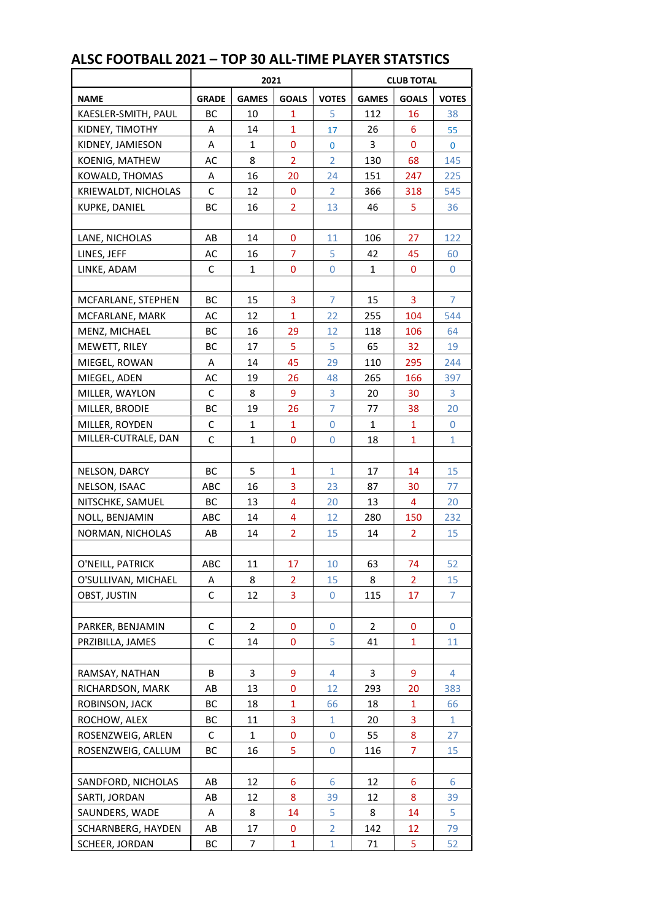## ALSC FOOTBALL 2021 – TOP 30 ALL-TIME PLAYER STATSTICS

| | 2021 | | | | CLUB TOTAL | | |
|---|---|---|---|---|---|---|---|
| NAME | GRADE | GAMES | GOALS | VOTES | GAMES | GOALS | VOTES |
| KAESLER-SMITH, PAUL | BC | 10 | 1 | 5 | 112 | 16 | 38 |
| KIDNEY, TIMOTHY | A | 14 | 1 | 17 | 26 | 6 | 55 |
| KIDNEY, JAMIESON | A | 1 | 0 | 0 | 3 | 0 | 0 |
| KOENIG, MATHEW | AC | 8 | 2 | 2 | 130 | 68 | 145 |
| KOWALD, THOMAS | A | 16 | 20 | 24 | 151 | 247 | 225 |
| KRIEWALDT, NICHOLAS | C | 12 | 0 | 2 | 366 | 318 | 545 |
| KUPKE, DANIEL | BC | 16 | 2 | 13 | 46 | 5 | 36 |
| | | | | | | | |
| LANE, NICHOLAS | AB | 14 | 0 | 11 | 106 | 27 | 122 |
| LINES, JEFF | AC | 16 | 7 | 5 | 42 | 45 | 60 |
| LINKE, ADAM | C | 1 | 0 | 0 | 1 | 0 | 0 |
| | | | | | | | |
| MCFARLANE, STEPHEN | BC | 15 | 3 | 7 | 15 | 3 | 7 |
| MCFARLANE, MARK | AC | 12 | 1 | 22 | 255 | 104 | 544 |
| MENZ, MICHAEL | BC | 16 | 29 | 12 | 118 | 106 | 64 |
| MEWETT, RILEY | BC | 17 | 5 | 5 | 65 | 32 | 19 |
| MIEGEL, ROWAN | A | 14 | 45 | 29 | 110 | 295 | 244 |
| MIEGEL, ADEN | AC | 19 | 26 | 48 | 265 | 166 | 397 |
| MILLER, WAYLON | C | 8 | 9 | 3 | 20 | 30 | 3 |
| MILLER, BRODIE | BC | 19 | 26 | 7 | 77 | 38 | 20 |
| MILLER, ROYDEN | C | 1 | 1 | 0 | 1 | 1 | 0 |
| MILLER-CUTRALE, DAN | C | 1 | 0 | 0 | 18 | 1 | 1 |
| | | | | | | | |
| NELSON, DARCY | BC | 5 | 1 | 1 | 17 | 14 | 15 |
| NELSON, ISAAC | ABC | 16 | 3 | 23 | 87 | 30 | 77 |
| NITSCHKE, SAMUEL | BC | 13 | 4 | 20 | 13 | 4 | 20 |
| NOLL, BENJAMIN | ABC | 14 | 4 | 12 | 280 | 150 | 232 |
| NORMAN, NICHOLAS | AB | 14 | 2 | 15 | 14 | 2 | 15 |
| | | | | | | | |
| O'NEILL, PATRICK | ABC | 11 | 17 | 10 | 63 | 74 | 52 |
| O'SULLIVAN, MICHAEL | A | 8 | 2 | 15 | 8 | 2 | 15 |
| OBST, JUSTIN | C | 12 | 3 | 0 | 115 | 17 | 7 |
| | | | | | | | |
| PARKER, BENJAMIN | C | 2 | 0 | 0 | 2 | 0 | 0 |
| PRZIBILLA, JAMES | C | 14 | 0 | 5 | 41 | 1 | 11 |
| | | | | | | | |
| RAMSAY, NATHAN | B | 3 | 9 | 4 | 3 | 9 | 4 |
| RICHARDSON, MARK | AB | 13 | 0 | 12 | 293 | 20 | 383 |
| ROBINSON, JACK | BC | 18 | 1 | 66 | 18 | 1 | 66 |
| ROCHOW, ALEX | BC | 11 | 3 | 1 | 20 | 3 | 1 |
| ROSENZWEIG, ARLEN | C | 1 | 0 | 0 | 55 | 8 | 27 |
| ROSENZWEIG, CALLUM | BC | 16 | 5 | 0 | 116 | 7 | 15 |
| | | | | | | | |
| SANDFORD, NICHOLAS | AB | 12 | 6 | 6 | 12 | 6 | 6 |
| SARTI, JORDAN | AB | 12 | 8 | 39 | 12 | 8 | 39 |
| SAUNDERS, WADE | A | 8 | 14 | 5 | 8 | 14 | 5 |
| SCHARNBERG, HAYDEN | AB | 17 | 0 | 2 | 142 | 12 | 79 |
| SCHEER, JORDAN | BC | 7 | 1 | 1 | 71 | 5 | 52 |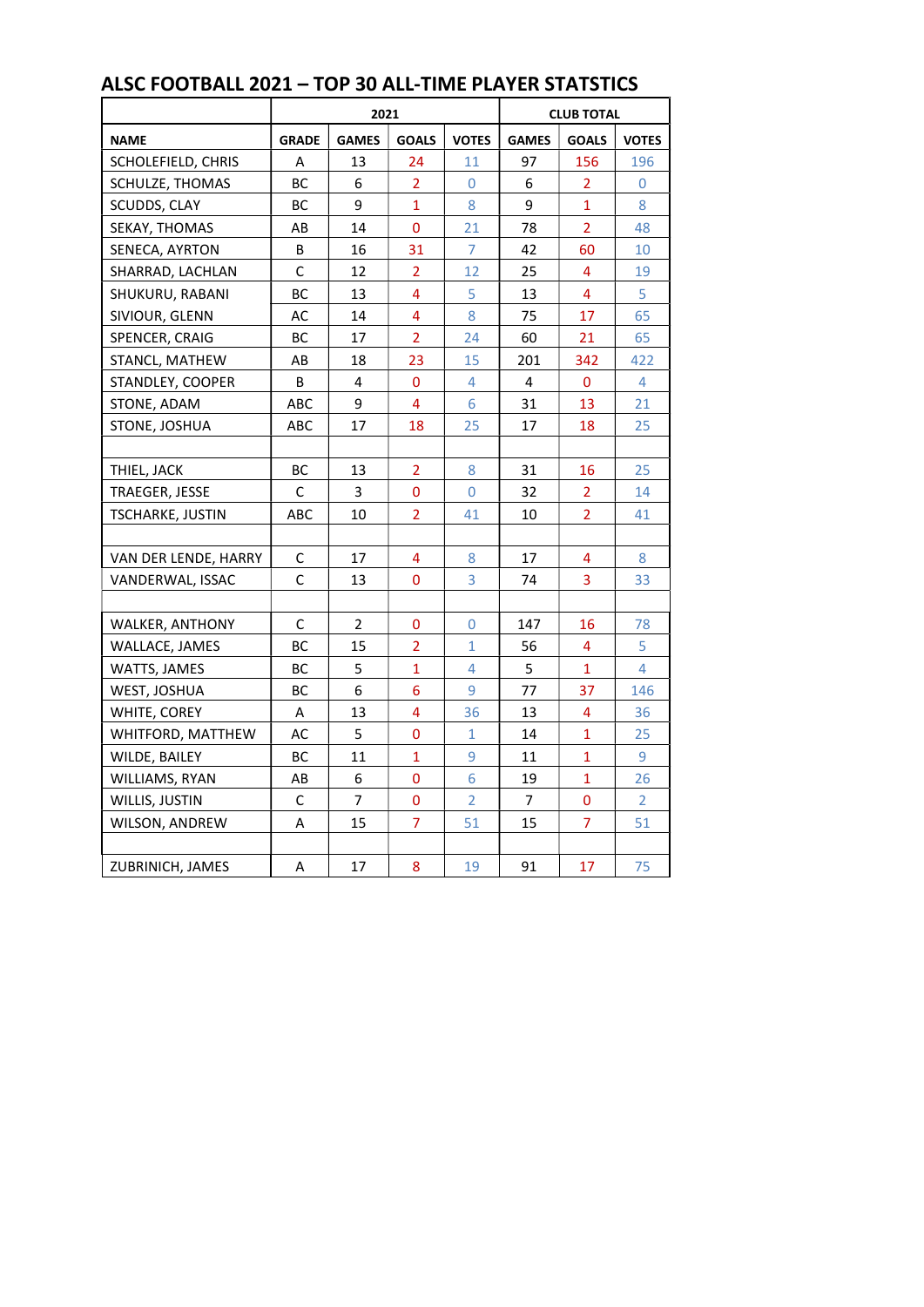## ALSC FOOTBALL 2021 – TOP 30 ALL-TIME PLAYER STATSTICS

| | 2021 | | | | CLUB TOTAL | | |
|---|---|---|---|---|---|---|---|
| NAME | GRADE | GAMES | GOALS | VOTES | GAMES | GOALS | VOTES |
| SCHOLEFIELD, CHRIS | A | 13 | 24 | 11 | 97 | 156 | 196 |
| SCHULZE, THOMAS | BC | 6 | 2 | 0 | 6 | 2 | 0 |
| SCUDDS, CLAY | BC | 9 | 1 | 8 | 9 | 1 | 8 |
| SEKAY, THOMAS | AB | 14 | 0 | 21 | 78 | 2 | 48 |
| SENECA, AYRTON | B | 16 | 31 | 7 | 42 | 60 | 10 |
| SHARRAD, LACHLAN | C | 12 | 2 | 12 | 25 | 4 | 19 |
| SHUKURU, RABANI | BC | 13 | 4 | 5 | 13 | 4 | 5 |
| SIVIOUR, GLENN | AC | 14 | 4 | 8 | 75 | 17 | 65 |
| SPENCER, CRAIG | BC | 17 | 2 | 24 | 60 | 21 | 65 |
| STANCL, MATHEW | AB | 18 | 23 | 15 | 201 | 342 | 422 |
| STANDLEY, COOPER | B | 4 | 0 | 4 | 4 | 0 | 4 |
| STONE, ADAM | ABC | 9 | 4 | 6 | 31 | 13 | 21 |
| STONE, JOSHUA | ABC | 17 | 18 | 25 | 17 | 18 | 25 |
| | | | | | | | |
| THIEL, JACK | BC | 13 | 2 | 8 | 31 | 16 | 25 |
| TRAEGER, JESSE | C | 3 | 0 | 0 | 32 | 2 | 14 |
| TSCHARKE, JUSTIN | ABC | 10 | 2 | 41 | 10 | 2 | 41 |
| | | | | | | | |
| VAN DER LENDE, HARRY | C | 17 | 4 | 8 | 17 | 4 | 8 |
| VANDERWAL, ISSAC | C | 13 | 0 | 3 | 74 | 3 | 33 |
| | | | | | | | |
| WALKER, ANTHONY | C | 2 | 0 | 0 | 147 | 16 | 78 |
| WALLACE, JAMES | BC | 15 | 2 | 1 | 56 | 4 | 5 |
| WATTS, JAMES | BC | 5 | 1 | 4 | 5 | 1 | 4 |
| WEST, JOSHUA | BC | 6 | 6 | 9 | 77 | 37 | 146 |
| WHITE, COREY | A | 13 | 4 | 36 | 13 | 4 | 36 |
| WHITFORD, MATTHEW | AC | 5 | 0 | 1 | 14 | 1 | 25 |
| WILDE, BAILEY | BC | 11 | 1 | 9 | 11 | 1 | 9 |
| WILLIAMS, RYAN | AB | 6 | 0 | 6 | 19 | 1 | 26 |
| WILLIS, JUSTIN | C | 7 | 0 | 2 | 7 | 0 | 2 |
| WILSON, ANDREW | A | 15 | 7 | 51 | 15 | 7 | 51 |
| | | | | | | | |
| ZUBRINICH, JAMES | A | 17 | 8 | 19 | 91 | 17 | 75 |